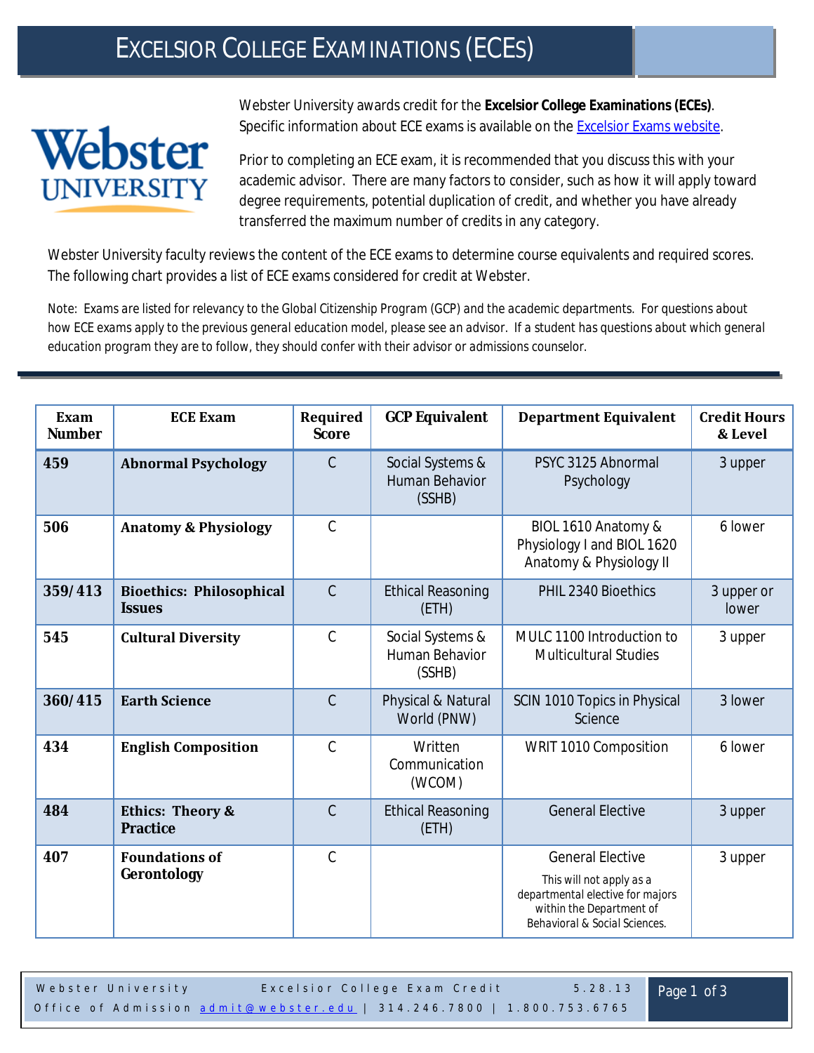# Excelsior College Examinations (ECEs)

Webster University awards credit for the **Excelsior College Examinations (ECEs)**. Specific information about ECE exams is available on the Excelsior Exams website.

Prior to completing an ECE exam, it is recommended that you discuss this with your academic advisor. There are many factors to consider, such as how it will apply toward degree requirements, potential duplication of credit, and whether you have already transferred the maximum number of credits in any category.

Webster University faculty reviews the content of the ECE exams to determine course equivalents and required scores. The following chart provides a list of ECE exams considered for credit at Webster.

Note: Exams are listed for relevancy to the Global Citizenship Program (GCP) and the academic departments. For questions about how ECE exams apply to the previous general education model, please see an advisor. If a student has questions about which general education program they are to follow, they should confer with their advisor or admissions counselor.

| Exam Number | ECE Exam | Required Score | GCP Equivalent | Department Equivalent | Credit Hours & Level |
|---|---|---|---|---|---|
| **459** | **Abnormal Psychology** | C | Social Systems & Human Behavior (SSHB) | PSYC 3125 Abnormal Psychology | 3 upper |
| **506** | **Anatomy & Physiology** | C | | BIOL 1610 Anatomy & Physiology I and BIOL 1620 Anatomy & Physiology II | 6 lower |
| **359/413** | **Bioethics: Philosophical Issues** | C | Ethical Reasoning (ETH) | PHIL 2340 Bioethics | 3 upper or lower |
| **545** | **Cultural Diversity** | C | Social Systems & Human Behavior (SSHB) | MULC 1100 Introduction to Multicultural Studies | 3 upper |
| **360/415** | **Earth Science** | C | Physical & Natural World (PNW) | SCIN 1010 Topics in Physical Science | 3 lower |
| **434** | **English Composition** | C | Written Communication (WCOM) | WRIT 1010 Composition | 6 lower |
| **484** | **Ethics: Theory & Practice** | C | Ethical Reasoning (ETH) | General Elective | 3 upper |
| **407** | **Foundations of Gerontology** | C | | General Elective<br>This will not apply as a departmental elective for majors within the Department of Behavioral & Social Sciences. | 3 upper |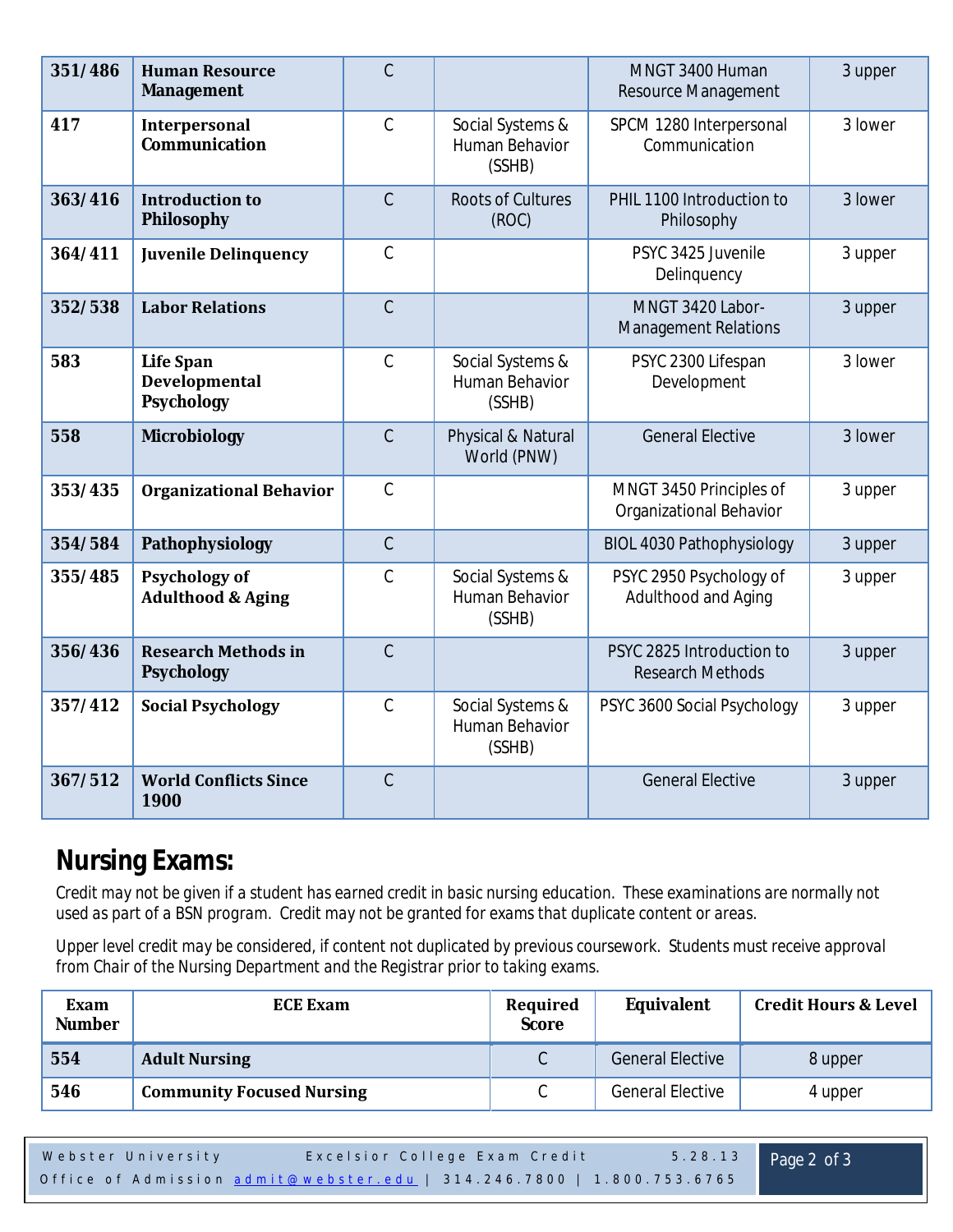| | | | | | |
|---|---|---|---|---|---|
| **351/486** | **Human Resource Management** | C | | MNGT 3400 Human Resource Management | 3 upper |
| **417** | **Interpersonal Communication** | C | Social Systems & Human Behavior (SSHB) | SPCM 1280 Interpersonal Communication | 3 lower |
| **363/416** | **Introduction to Philosophy** | C | Roots of Cultures (ROC) | PHIL 1100 Introduction to Philosophy | 3 lower |
| **364/411** | **Juvenile Delinquency** | C | | PSYC 3425 Juvenile Delinquency | 3 upper |
| **352/538** | **Labor Relations** | C | | MNGT 3420 Labor-Management Relations | 3 upper |
| **583** | **Life Span Developmental Psychology** | C | Social Systems & Human Behavior (SSHB) | PSYC 2300 Lifespan Development | 3 lower |
| **558** | **Microbiology** | C | Physical & Natural World (PNW) | General Elective | 3 lower |
| **353/435** | **Organizational Behavior** | C | | MNGT 3450 Principles of Organizational Behavior | 3 upper |
| **354/584** | **Pathophysiology** | C | | BIOL 4030 Pathophysiology | 3 upper |
| **355/485** | **Psychology of Adulthood & Aging** | C | Social Systems & Human Behavior (SSHB) | PSYC 2950 Psychology of Adulthood and Aging | 3 upper |
| **356/436** | **Research Methods in Psychology** | C | | PSYC 2825 Introduction to Research Methods | 3 upper |
| **357/412** | **Social Psychology** | C | Social Systems & Human Behavior (SSHB) | PSYC 3600 Social Psychology | 3 upper |
| **367/512** | **World Conflicts Since 1900** | C | | General Elective | 3 upper |

## Nursing Exams:

Credit may not be given if a student has earned credit in basic nursing education. These examinations are normally not used as part of a BSN program. Credit may not be granted for exams that duplicate content or areas.

Upper level credit may be considered, if content not duplicated by previous coursework. Students must receive approval from Chair of the Nursing Department and the Registrar prior to taking exams.

| Exam Number | ECE Exam | Required Score | Equivalent | Credit Hours & Level |
|---|---|---|---|---|
| **554** | **Adult Nursing** | C | General Elective | 8 upper |
| **546** | **Community Focused Nursing** | C | General Elective | 4 upper |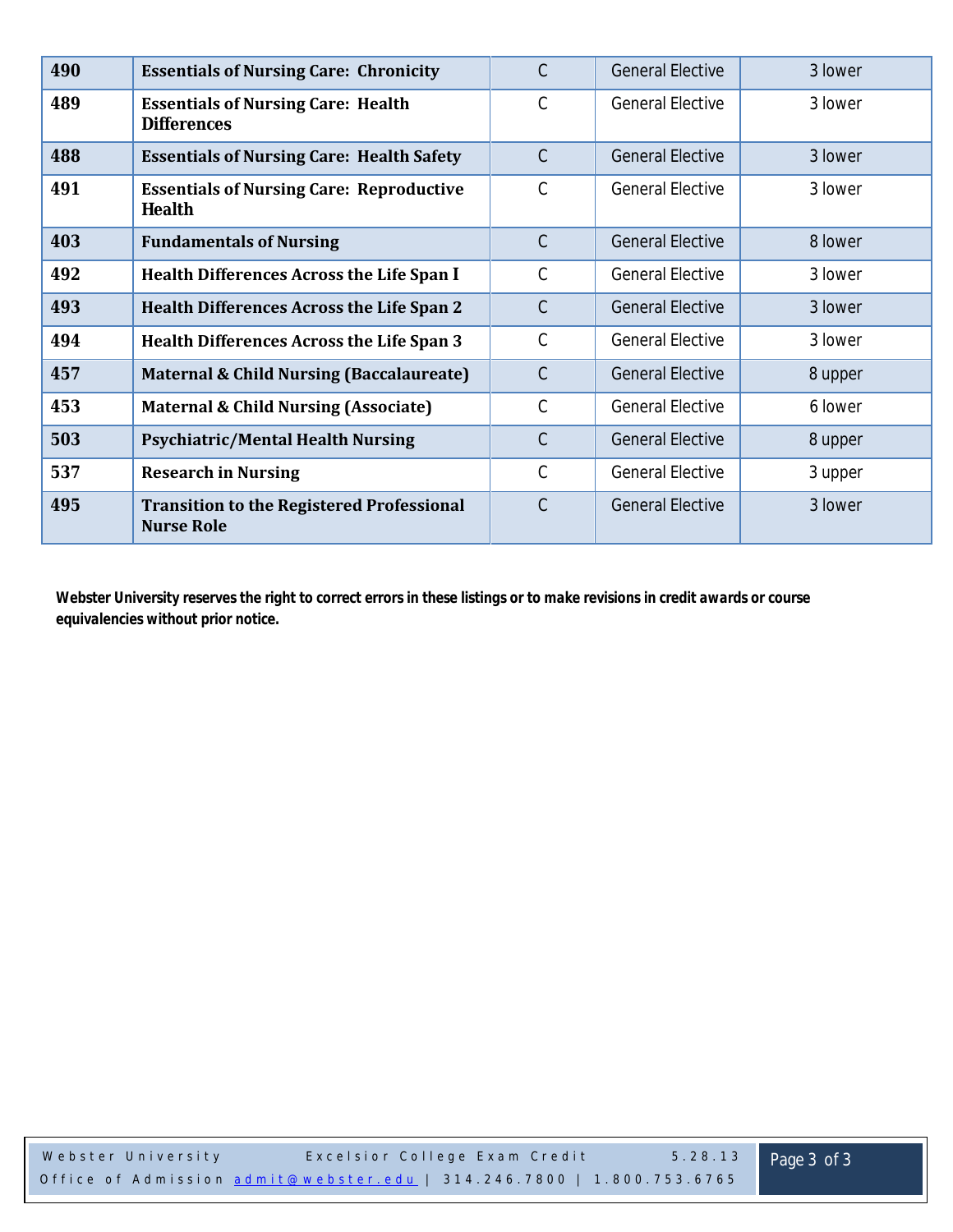| | | | | |
|---|---|---|---|---|
| **490** | **Essentials of Nursing Care: Chronicity** | C | General Elective | 3 lower |
| **489** | **Essentials of Nursing Care: Health Differences** | C | General Elective | 3 lower |
| **488** | **Essentials of Nursing Care: Health Safety** | C | General Elective | 3 lower |
| **491** | **Essentials of Nursing Care: Reproductive Health** | C | General Elective | 3 lower |
| **403** | **Fundamentals of Nursing** | C | General Elective | 8 lower |
| **492** | **Health Differences Across the Life Span I** | C | General Elective | 3 lower |
| **493** | **Health Differences Across the Life Span 2** | C | General Elective | 3 lower |
| **494** | **Health Differences Across the Life Span 3** | C | General Elective | 3 lower |
| **457** | **Maternal & Child Nursing (Baccalaureate)** | C | General Elective | 8 upper |
| **453** | **Maternal & Child Nursing (Associate)** | C | General Elective | 6 lower |
| **503** | **Psychiatric/Mental Health Nursing** | C | General Elective | 8 upper |
| **537** | **Research in Nursing** | C | General Elective | 3 upper |
| **495** | **Transition to the Registered Professional Nurse Role** | C | General Elective | 3 lower |

**Webster University reserves the right to correct errors in these listings or to make revisions in credit awards or course equivalencies without prior notice.**